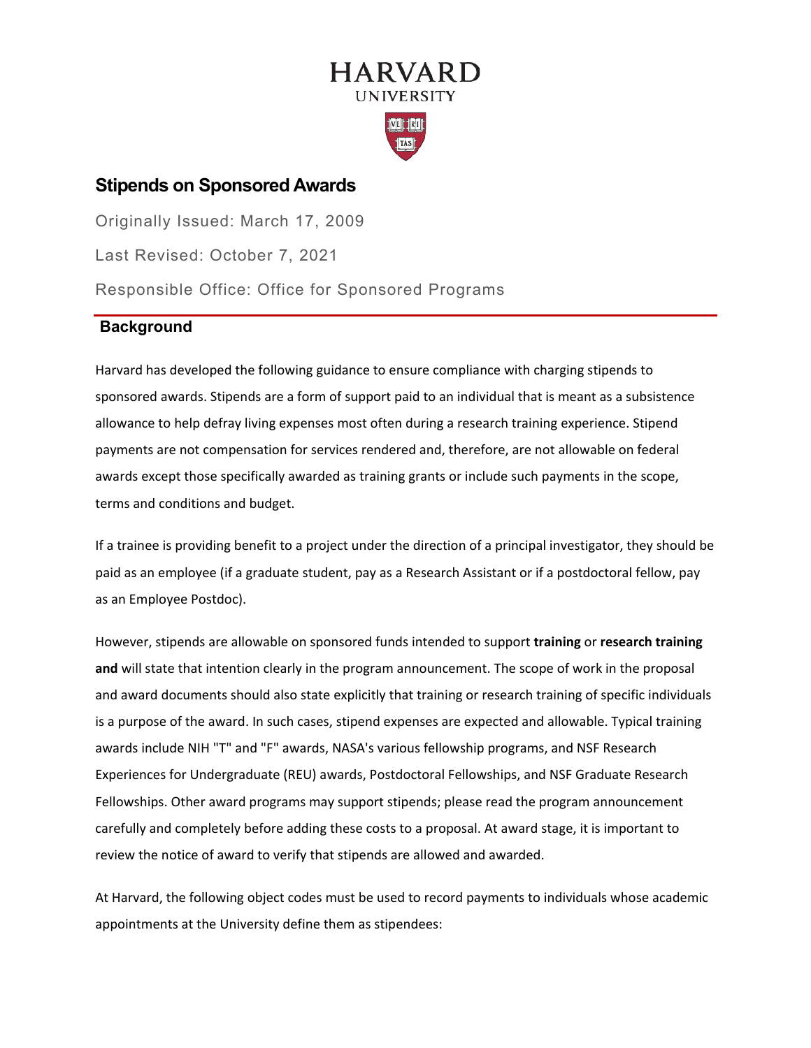HARVARD
UNIVERSITY

# Stipends on Sponsored Awards

Originally Issued: March 17, 2009

Last Revised: October 7, 2021

Responsible Office: Office for Sponsored Programs

## Background

Harvard has developed the following guidance to ensure compliance with charging stipends to sponsored awards. Stipends are a form of support paid to an individual that is meant as a subsistence allowance to help defray living expenses most often during a research training experience. Stipend payments are not compensation for services rendered and, therefore, are not allowable on federal awards except those specifically awarded as training grants or include such payments in the scope, terms and conditions and budget.

If a trainee is providing benefit to a project under the direction of a principal investigator, they should be paid as an employee (if a graduate student, pay as a Research Assistant or if a postdoctoral fellow, pay as an Employee Postdoc).

However, stipends are allowable on sponsored funds intended to support **training** or **research training and** will state that intention clearly in the program announcement. The scope of work in the proposal and award documents should also state explicitly that training or research training of specific individuals is a purpose of the award. In such cases, stipend expenses are expected and allowable. Typical training awards include NIH "T" and "F" awards, NASA's various fellowship programs, and NSF Research Experiences for Undergraduate (REU) awards, Postdoctoral Fellowships, and NSF Graduate Research Fellowships. Other award programs may support stipends; please read the program announcement carefully and completely before adding these costs to a proposal. At award stage, it is important to review the notice of award to verify that stipends are allowed and awarded.

At Harvard, the following object codes must be used to record payments to individuals whose academic appointments at the University define them as stipendees: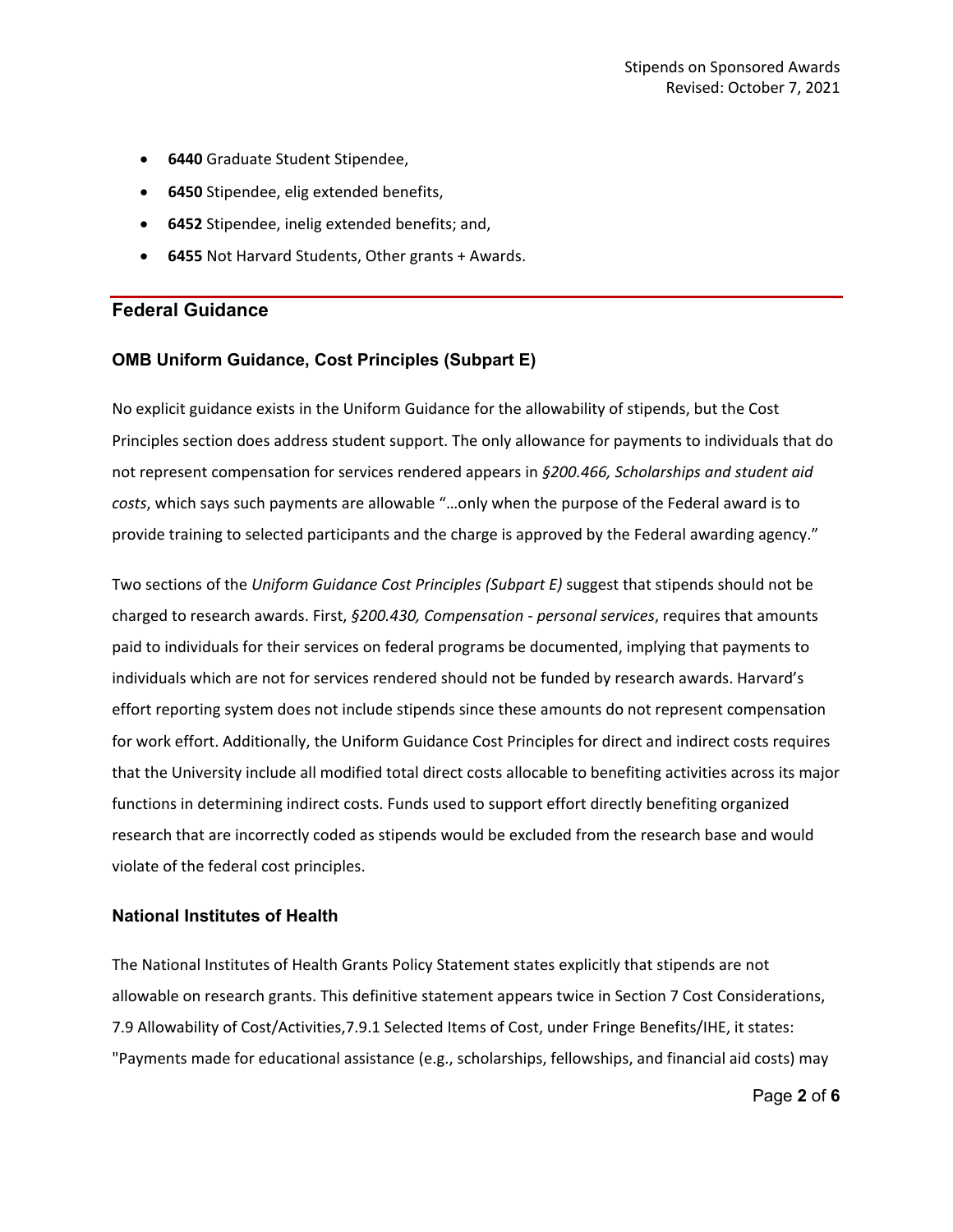- **6440** Graduate Student Stipendee,
- **6450** Stipendee, elig extended benefits,
- **6452** Stipendee, inelig extended benefits; and,
- **6455** Not Harvard Students, Other grants + Awards.

## Federal Guidance

### OMB Uniform Guidance, Cost Principles (Subpart E)

No explicit guidance exists in the Uniform Guidance for the allowability of stipends, but the Cost Principles section does address student support. The only allowance for payments to individuals that do not represent compensation for services rendered appears in *§200.466, Scholarships and student aid costs*, which says such payments are allowable "…only when the purpose of the Federal award is to provide training to selected participants and the charge is approved by the Federal awarding agency."

Two sections of the *Uniform Guidance Cost Principles (Subpart E)* suggest that stipends should not be charged to research awards. First, *§200.430, Compensation - personal services*, requires that amounts paid to individuals for their services on federal programs be documented, implying that payments to individuals which are not for services rendered should not be funded by research awards. Harvard's effort reporting system does not include stipends since these amounts do not represent compensation for work effort. Additionally, the Uniform Guidance Cost Principles for direct and indirect costs requires that the University include all modified total direct costs allocable to benefiting activities across its major functions in determining indirect costs. Funds used to support effort directly benefiting organized research that are incorrectly coded as stipends would be excluded from the research base and would violate of the federal cost principles.

### National Institutes of Health

The National Institutes of Health Grants Policy Statement states explicitly that stipends are not allowable on research grants. This definitive statement appears twice in Section 7 Cost Considerations, 7.9 Allowability of Cost/Activities,7.9.1 Selected Items of Cost, under Fringe Benefits/IHE, it states: "Payments made for educational assistance (e.g., scholarships, fellowships, and financial aid costs) may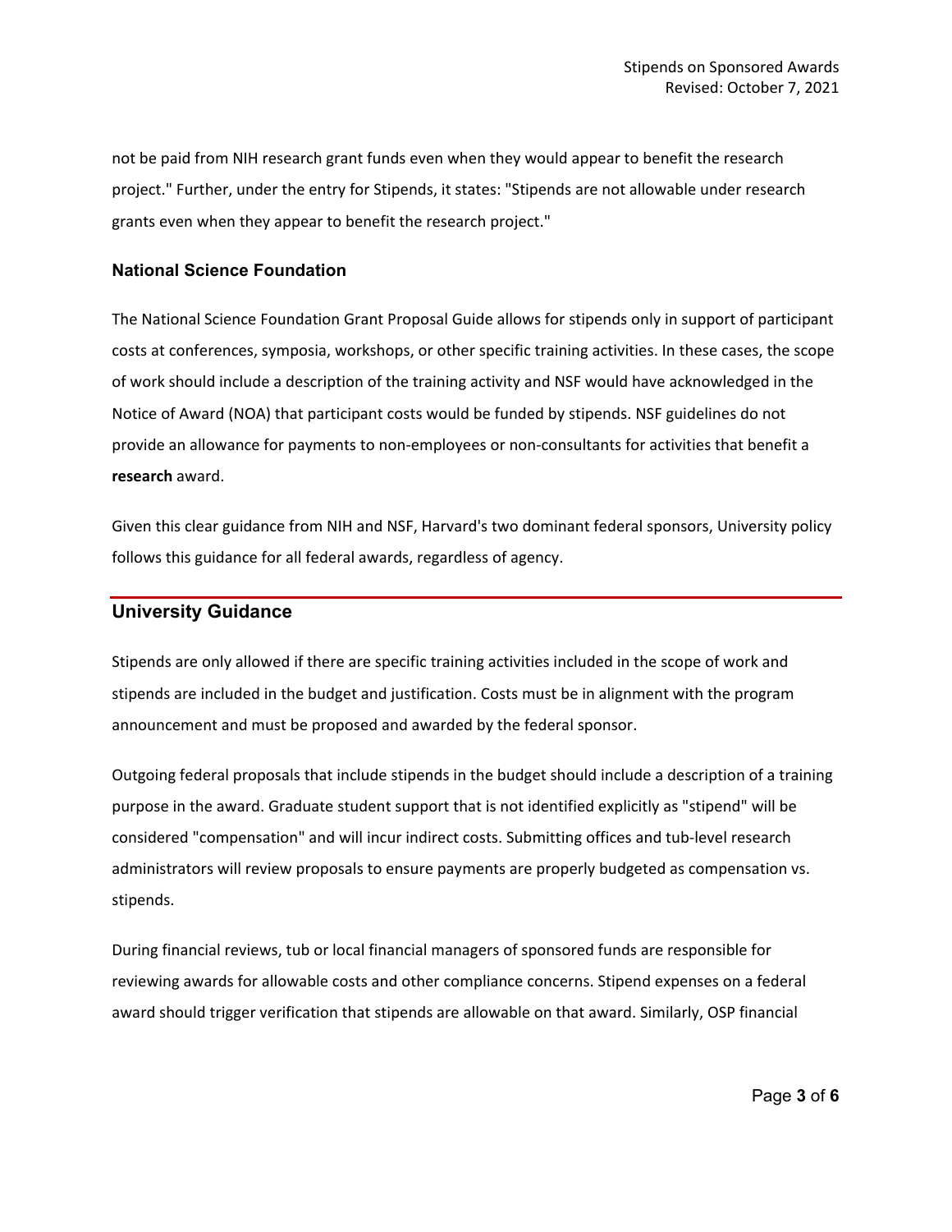not be paid from NIH research grant funds even when they would appear to benefit the research project." Further, under the entry for Stipends, it states: "Stipends are not allowable under research grants even when they appear to benefit the research project."

### National Science Foundation

The National Science Foundation Grant Proposal Guide allows for stipends only in support of participant costs at conferences, symposia, workshops, or other specific training activities. In these cases, the scope of work should include a description of the training activity and NSF would have acknowledged in the Notice of Award (NOA) that participant costs would be funded by stipends. NSF guidelines do not provide an allowance for payments to non-employees or non-consultants for activities that benefit a **research** award.

Given this clear guidance from NIH and NSF, Harvard's two dominant federal sponsors, University policy follows this guidance for all federal awards, regardless of agency.

## University Guidance

Stipends are only allowed if there are specific training activities included in the scope of work and stipends are included in the budget and justification. Costs must be in alignment with the program announcement and must be proposed and awarded by the federal sponsor.

Outgoing federal proposals that include stipends in the budget should include a description of a training purpose in the award. Graduate student support that is not identified explicitly as "stipend" will be considered "compensation" and will incur indirect costs. Submitting offices and tub-level research administrators will review proposals to ensure payments are properly budgeted as compensation vs. stipends.

During financial reviews, tub or local financial managers of sponsored funds are responsible for reviewing awards for allowable costs and other compliance concerns. Stipend expenses on a federal award should trigger verification that stipends are allowable on that award. Similarly, OSP financial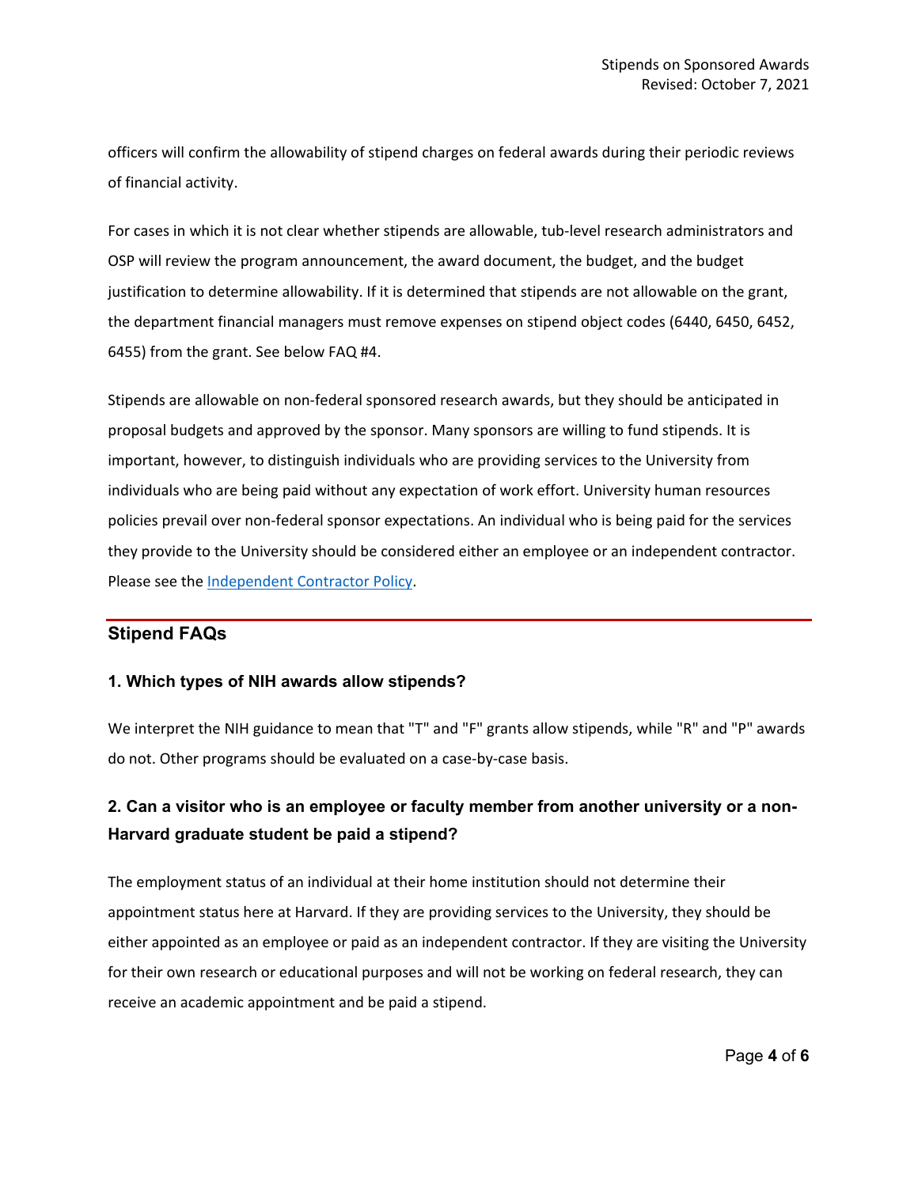officers will confirm the allowability of stipend charges on federal awards during their periodic reviews of financial activity.

For cases in which it is not clear whether stipends are allowable, tub-level research administrators and OSP will review the program announcement, the award document, the budget, and the budget justification to determine allowability. If it is determined that stipends are not allowable on the grant, the department financial managers must remove expenses on stipend object codes (6440, 6450, 6452, 6455) from the grant. See below FAQ #4.

Stipends are allowable on non-federal sponsored research awards, but they should be anticipated in proposal budgets and approved by the sponsor. Many sponsors are willing to fund stipends. It is important, however, to distinguish individuals who are providing services to the University from individuals who are being paid without any expectation of work effort. University human resources policies prevail over non-federal sponsor expectations. An individual who is being paid for the services they provide to the University should be considered either an employee or an independent contractor. Please see the Independent Contractor Policy.

## Stipend FAQs

### 1. Which types of NIH awards allow stipends?

We interpret the NIH guidance to mean that "T" and "F" grants allow stipends, while "R" and "P" awards do not. Other programs should be evaluated on a case-by-case basis.

### 2. Can a visitor who is an employee or faculty member from another university or a non-Harvard graduate student be paid a stipend?

The employment status of an individual at their home institution should not determine their appointment status here at Harvard. If they are providing services to the University, they should be either appointed as an employee or paid as an independent contractor. If they are visiting the University for their own research or educational purposes and will not be working on federal research, they can receive an academic appointment and be paid a stipend.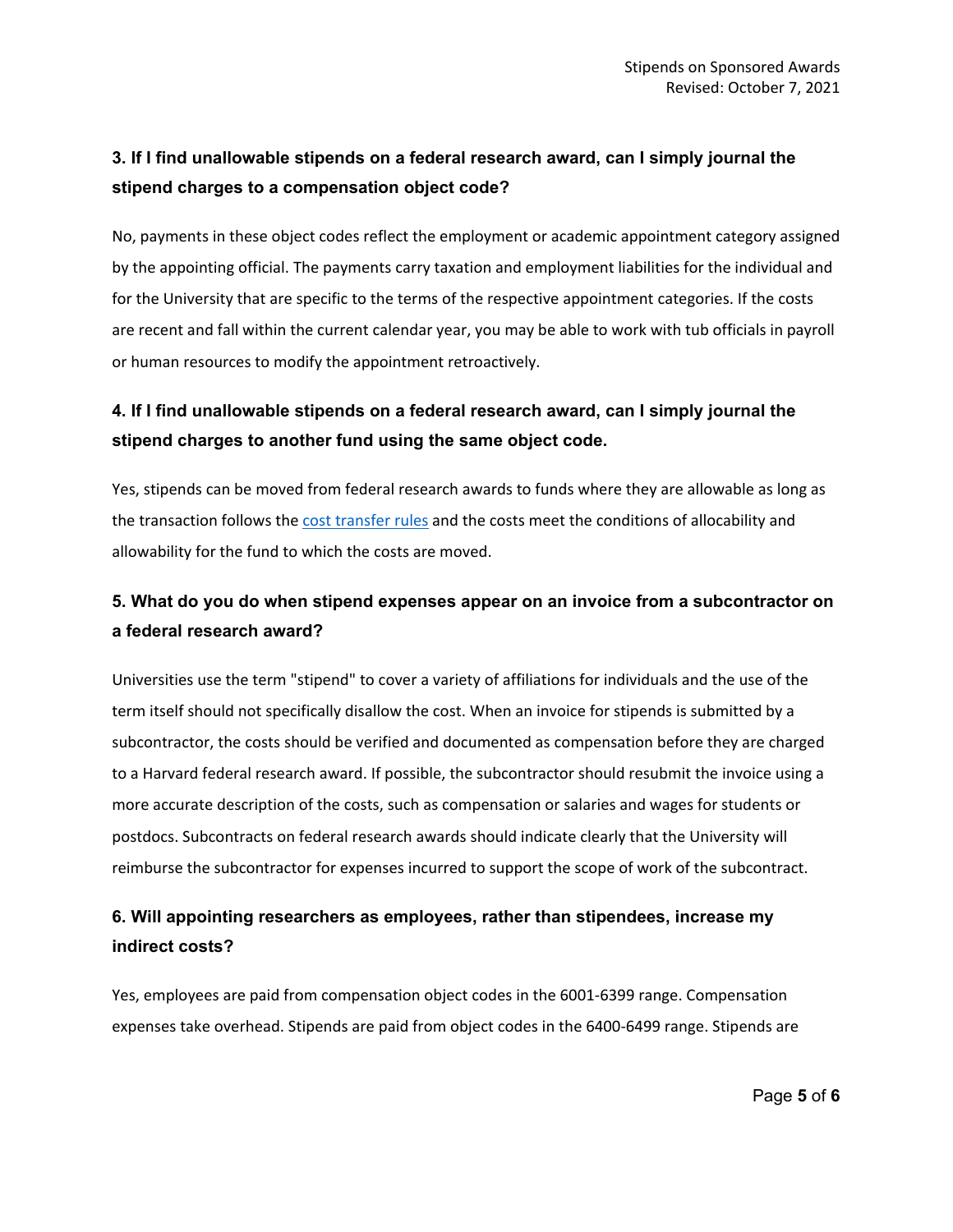### 3. If I find unallowable stipends on a federal research award, can I simply journal the stipend charges to a compensation object code?

No, payments in these object codes reflect the employment or academic appointment category assigned by the appointing official. The payments carry taxation and employment liabilities for the individual and for the University that are specific to the terms of the respective appointment categories. If the costs are recent and fall within the current calendar year, you may be able to work with tub officials in payroll or human resources to modify the appointment retroactively.

### 4. If I find unallowable stipends on a federal research award, can I simply journal the stipend charges to another fund using the same object code.

Yes, stipends can be moved from federal research awards to funds where they are allowable as long as the transaction follows the [cost transfer rules]() and the costs meet the conditions of allocability and allowability for the fund to which the costs are moved.

### 5. What do you do when stipend expenses appear on an invoice from a subcontractor on a federal research award?

Universities use the term "stipend" to cover a variety of affiliations for individuals and the use of the term itself should not specifically disallow the cost. When an invoice for stipends is submitted by a subcontractor, the costs should be verified and documented as compensation before they are charged to a Harvard federal research award. If possible, the subcontractor should resubmit the invoice using a more accurate description of the costs, such as compensation or salaries and wages for students or postdocs. Subcontracts on federal research awards should indicate clearly that the University will reimburse the subcontractor for expenses incurred to support the scope of work of the subcontract.

### 6. Will appointing researchers as employees, rather than stipendees, increase my indirect costs?

Yes, employees are paid from compensation object codes in the 6001-6399 range. Compensation expenses take overhead. Stipends are paid from object codes in the 6400-6499 range. Stipends are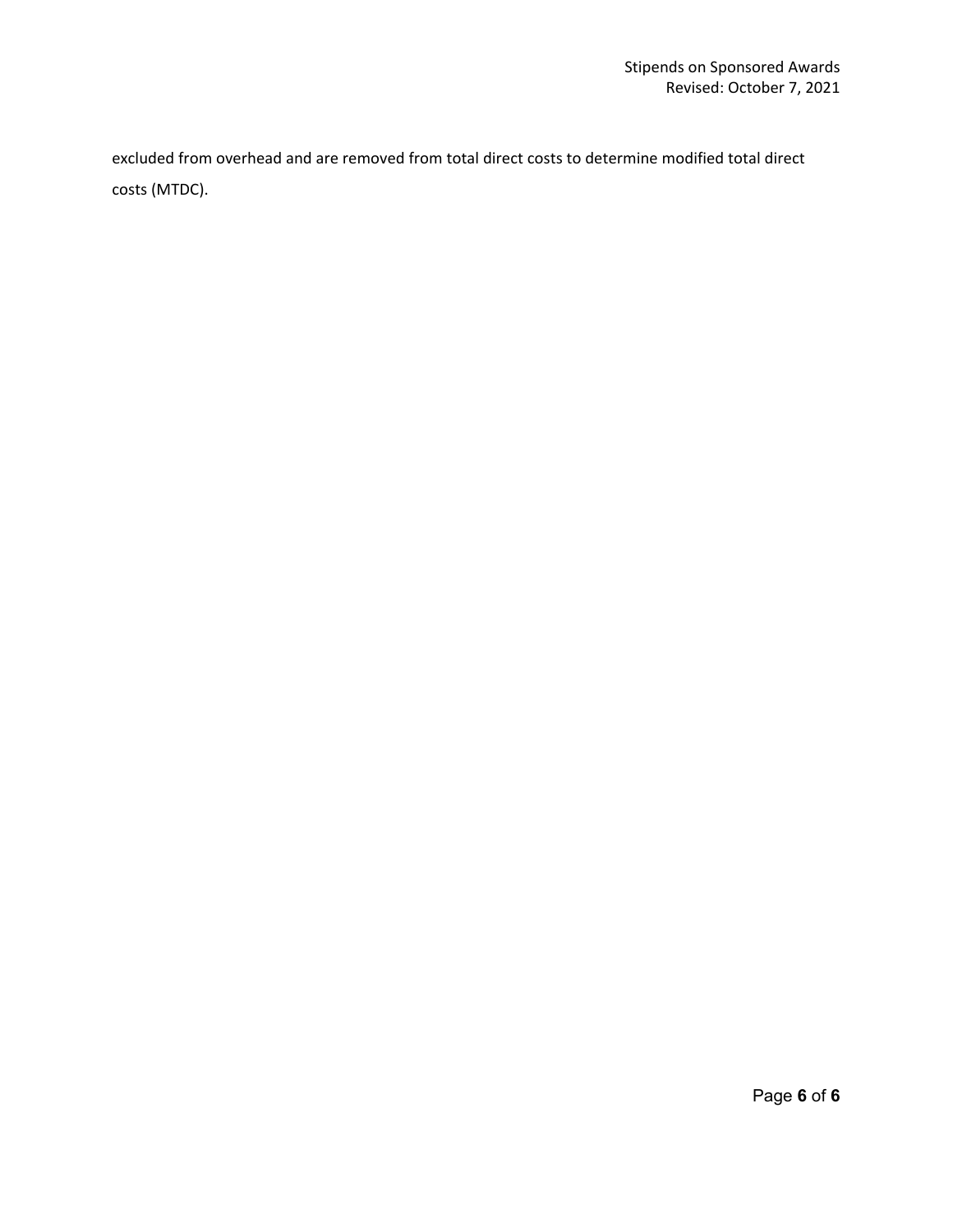excluded from overhead and are removed from total direct costs to determine modified total direct costs (MTDC).